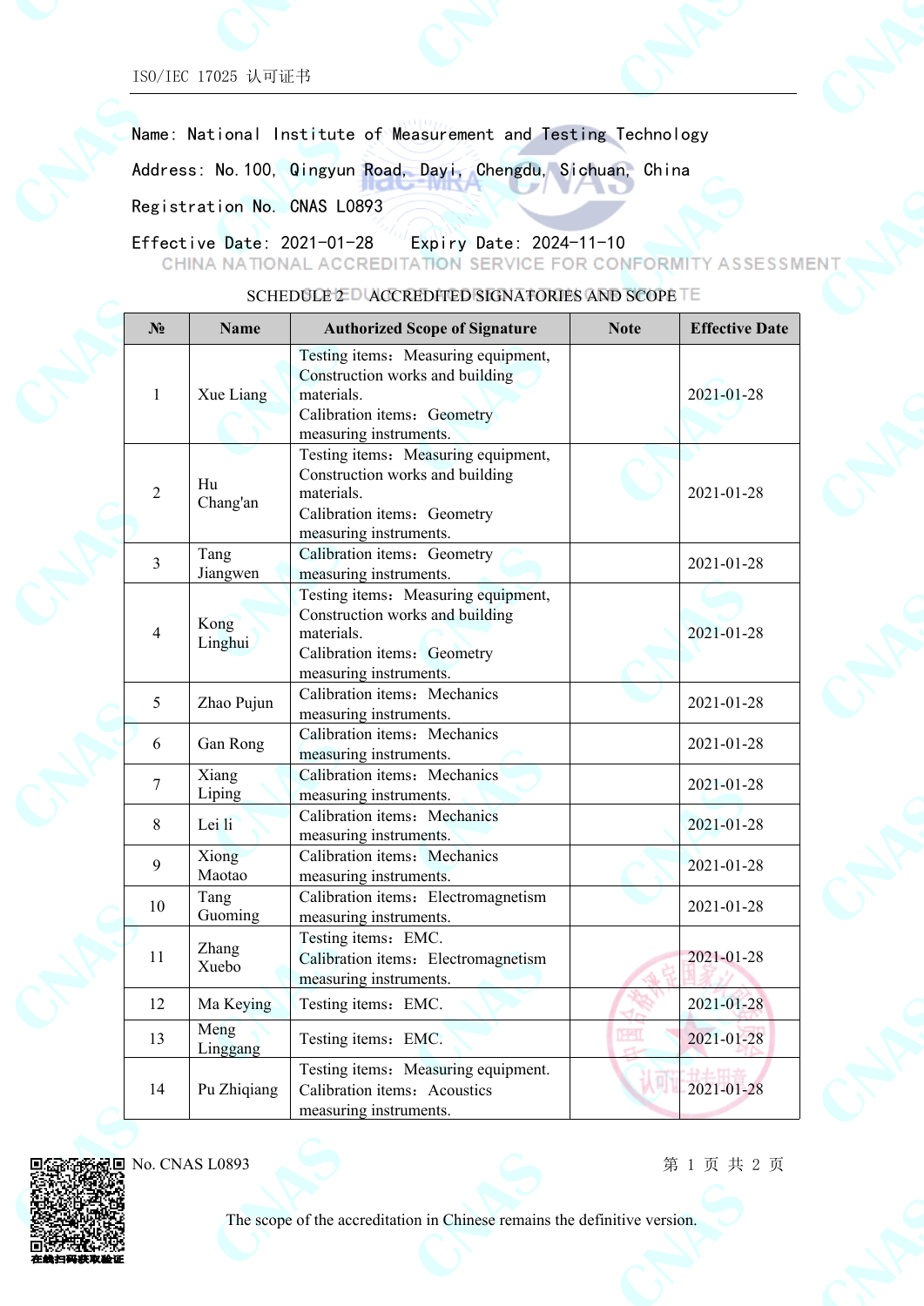ISO/IEC 17025 认可证书

Name: National Institute of Measurement and Testing Technology

Address: No.100, Qingyun Road, Dayi, Chengdu, Sichuan, China

Registration No. CNAS L0893

Effective Date: 2021-01-28    Expiry Date: 2024-11-10

CHINA NATIONAL ACCREDITATION SERVICE FOR CONFORMITY ASSESSMENT

SCHEDULE 2 ACCREDITED SIGNATORIES AND SCOPE

| № | Name | Authorized Scope of Signature | Note | Effective Date |
|---|---|---|---|---|
| 1 | Xue Liang | Testing items：Measuring equipment, Construction works and building materials.<br>Calibration items：Geometry measuring instruments. | | 2021-01-28 |
| 2 | Hu Chang'an | Testing items：Measuring equipment, Construction works and building materials.<br>Calibration items：Geometry measuring instruments. | | 2021-01-28 |
| 3 | Tang Jiangwen | Calibration items：Geometry measuring instruments. | | 2021-01-28 |
| 4 | Kong Linghui | Testing items：Measuring equipment, Construction works and building materials.<br>Calibration items：Geometry measuring instruments. | | 2021-01-28 |
| 5 | Zhao Pujun | Calibration items：Mechanics measuring instruments. | | 2021-01-28 |
| 6 | Gan Rong | Calibration items：Mechanics measuring instruments. | | 2021-01-28 |
| 7 | Xiang Liping | Calibration items：Mechanics measuring instruments. | | 2021-01-28 |
| 8 | Lei li | Calibration items：Mechanics measuring instruments. | | 2021-01-28 |
| 9 | Xiong Maotao | Calibration items：Mechanics measuring instruments. | | 2021-01-28 |
| 10 | Tang Guoming | Calibration items：Electromagnetism measuring instruments. | | 2021-01-28 |
| 11 | Zhang Xuebo | Testing items：EMC.<br>Calibration items：Electromagnetism measuring instruments. | | 2021-01-28 |
| 12 | Ma Keying | Testing items：EMC. | | 2021-01-28 |
| 13 | Meng Linggang | Testing items：EMC. | | 2021-01-28 |
| 14 | Pu Zhiqiang | Testing items：Measuring equipment.<br>Calibration items：Acoustics measuring instruments. | | 2021-01-28 |

No. CNAS L0893

The scope of the accreditation in Chinese remains the definitive version.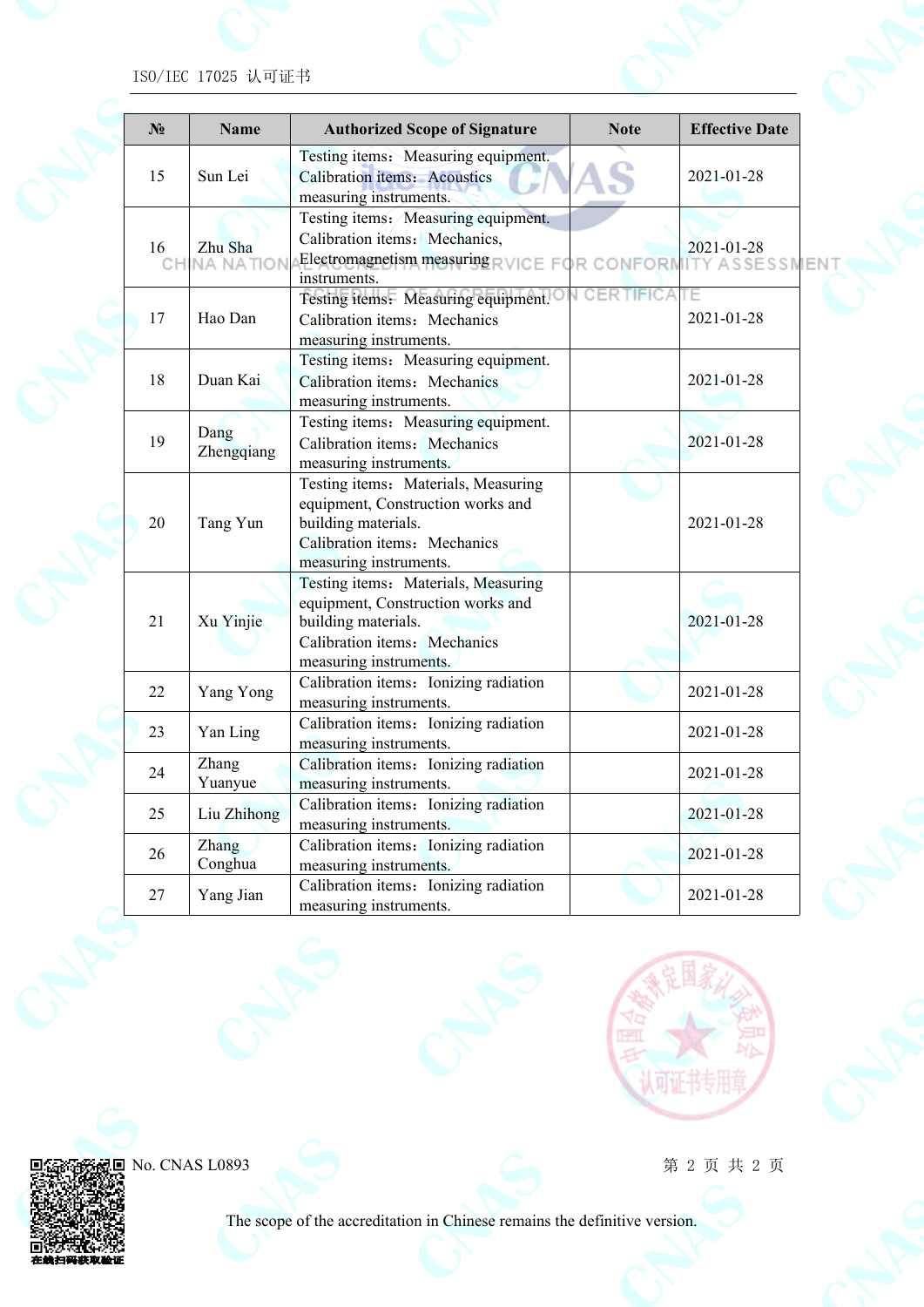| № | Name | Authorized Scope of Signature | Note | Effective Date |
|---|---|---|---|---|
| 15 | Sun Lei | Testing items：Measuring equipment. Calibration items：Acoustics measuring instruments. | | 2021-01-28 |
| 16 | Zhu Sha | Testing items：Measuring equipment. Calibration items：Mechanics, Electromagnetism measuring instruments. | | 2021-01-28 |
| 17 | Hao Dan | Testing items：Measuring equipment. Calibration items：Mechanics measuring instruments. | | 2021-01-28 |
| 18 | Duan Kai | Testing items：Measuring equipment. Calibration items：Mechanics measuring instruments. | | 2021-01-28 |
| 19 | Dang Zhengqiang | Testing items：Measuring equipment. Calibration items：Mechanics measuring instruments. | | 2021-01-28 |
| 20 | Tang Yun | Testing items：Materials, Measuring equipment, Construction works and building materials. Calibration items：Mechanics measuring instruments. | | 2021-01-28 |
| 21 | Xu Yinjie | Testing items：Materials, Measuring equipment, Construction works and building materials. Calibration items：Mechanics measuring instruments. | | 2021-01-28 |
| 22 | Yang Yong | Calibration items：Ionizing radiation measuring instruments. | | 2021-01-28 |
| 23 | Yan Ling | Calibration items：Ionizing radiation measuring instruments. | | 2021-01-28 |
| 24 | Zhang Yuanyue | Calibration items：Ionizing radiation measuring instruments. | | 2021-01-28 |
| 25 | Liu Zhihong | Calibration items：Ionizing radiation measuring instruments. | | 2021-01-28 |
| 26 | Zhang Conghua | Calibration items：Ionizing radiation measuring instruments. | | 2021-01-28 |
| 27 | Yang Jian | Calibration items：Ionizing radiation measuring instruments. | | 2021-01-28 |

No. CNAS L0893

The scope of the accreditation in Chinese remains the definitive version.